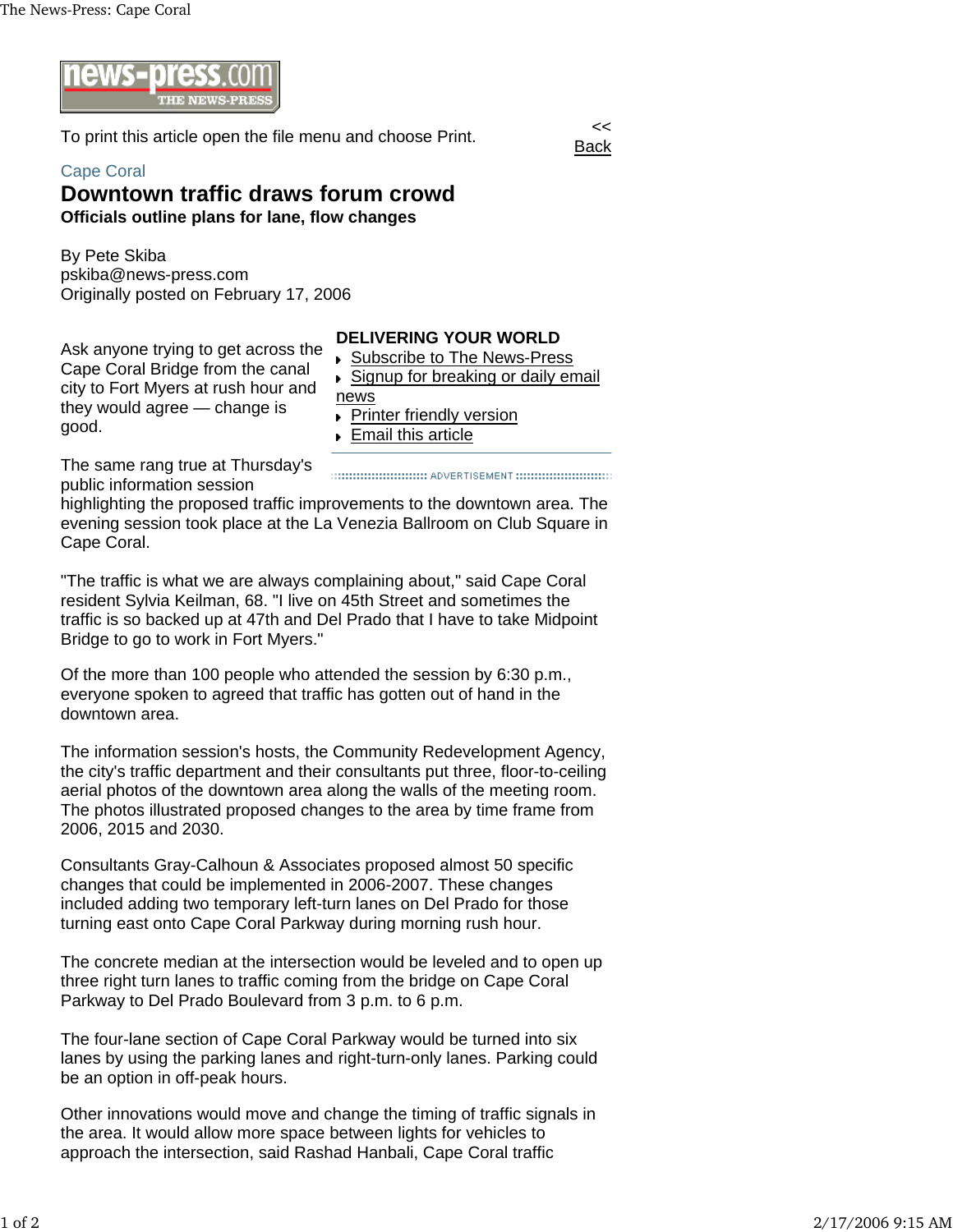news-press.com THE NEWS-PRESS

To print this article open the file menu and choose Print.

<< Back

Cape Coral

# Downtown traffic draws forum crowd

**Officials outline plans for lane, flow changes**

By Pete Skiba
pskiba@news-press.com
Originally posted on February 17, 2006

**DELIVERING YOUR WORLD**

- Subscribe to The News-Press
- Signup for breaking or daily email news
- Printer friendly version
- Email this article

ADVERTISEMENT

Ask anyone trying to get across the Cape Coral Bridge from the canal city to Fort Myers at rush hour and they would agree — change is good.

The same rang true at Thursday's public information session highlighting the proposed traffic improvements to the downtown area. The evening session took place at the La Venezia Ballroom on Club Square in Cape Coral.

"The traffic is what we are always complaining about," said Cape Coral resident Sylvia Keilman, 68. "I live on 45th Street and sometimes the traffic is so backed up at 47th and Del Prado that I have to take Midpoint Bridge to go to work in Fort Myers."

Of the more than 100 people who attended the session by 6:30 p.m., everyone spoken to agreed that traffic has gotten out of hand in the downtown area.

The information session's hosts, the Community Redevelopment Agency, the city's traffic department and their consultants put three, floor-to-ceiling aerial photos of the downtown area along the walls of the meeting room. The photos illustrated proposed changes to the area by time frame from 2006, 2015 and 2030.

Consultants Gray-Calhoun & Associates proposed almost 50 specific changes that could be implemented in 2006-2007. These changes included adding two temporary left-turn lanes on Del Prado for those turning east onto Cape Coral Parkway during morning rush hour.

The concrete median at the intersection would be leveled and to open up three right turn lanes to traffic coming from the bridge on Cape Coral Parkway to Del Prado Boulevard from 3 p.m. to 6 p.m.

The four-lane section of Cape Coral Parkway would be turned into six lanes by using the parking lanes and right-turn-only lanes. Parking could be an option in off-peak hours.

Other innovations would move and change the timing of traffic signals in the area. It would allow more space between lights for vehicles to approach the intersection, said Rashad Hanbali, Cape Coral traffic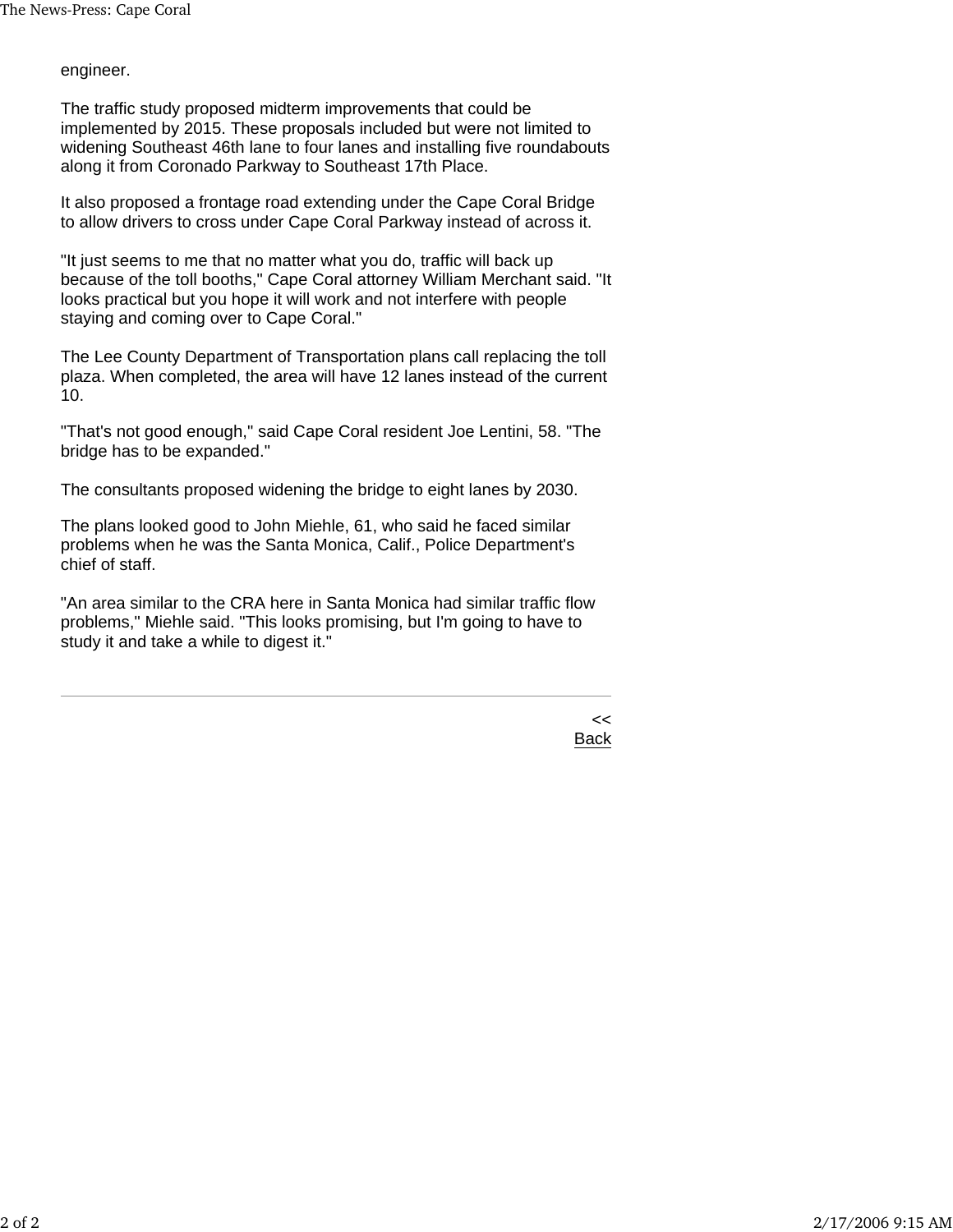engineer.

The traffic study proposed midterm improvements that could be implemented by 2015. These proposals included but were not limited to widening Southeast 46th lane to four lanes and installing five roundabouts along it from Coronado Parkway to Southeast 17th Place.

It also proposed a frontage road extending under the Cape Coral Bridge to allow drivers to cross under Cape Coral Parkway instead of across it.

"It just seems to me that no matter what you do, traffic will back up because of the toll booths," Cape Coral attorney William Merchant said. "It looks practical but you hope it will work and not interfere with people staying and coming over to Cape Coral."

The Lee County Department of Transportation plans call replacing the toll plaza. When completed, the area will have 12 lanes instead of the current 10.

"That's not good enough," said Cape Coral resident Joe Lentini, 58. "The bridge has to be expanded."

The consultants proposed widening the bridge to eight lanes by 2030.

The plans looked good to John Miehle, 61, who said he faced similar problems when he was the Santa Monica, Calif., Police Department's chief of staff.

"An area similar to the CRA here in Santa Monica had similar traffic flow problems," Miehle said. "This looks promising, but I'm going to have to study it and take a while to digest it."

---

<< Back